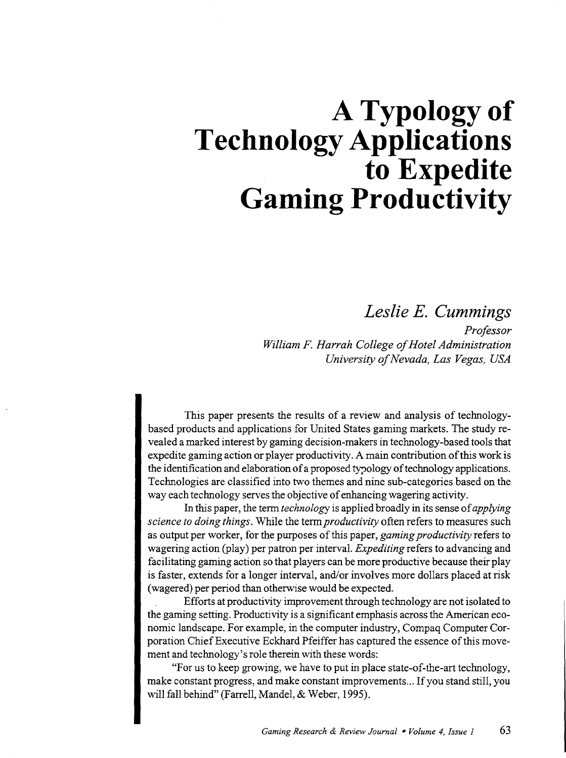# A Typology of Technology Applications to Expedite Gaming Productivity

*Leslie E. Cummings*

*Professor*
*William F. Harrah College of Hotel Administration*
*University of Nevada, Las Vegas, USA*

This paper presents the results of a review and analysis of technology-based products and applications for United States gaming markets. The study revealed a marked interest by gaming decision-makers in technology-based tools that expedite gaming action or player productivity. A main contribution of this work is the identification and elaboration of a proposed typology of technology applications. Technologies are classified into two themes and nine sub-categories based on the way each technology serves the objective of enhancing wagering activity.

In this paper, the term *technology* is applied broadly in its sense of *applying science to doing things*. While the term *productivity* often refers to measures such as output per worker, for the purposes of this paper, *gaming productivity* refers to wagering action (play) per patron per interval. *Expediting* refers to advancing and facilitating gaming action so that players can be more productive because their play is faster, extends for a longer interval, and/or involves more dollars placed at risk (wagered) per period than otherwise would be expected.

Efforts at productivity improvement through technology are not isolated to the gaming setting. Productivity is a significant emphasis across the American economic landscape. For example, in the computer industry, Compaq Computer Corporation Chief Executive Eckhard Pfeiffer has captured the essence of this movement and technology's role therein with these words:

"For us to keep growing, we have to put in place state-of-the-art technology, make constant progress, and make constant improvements... If you stand still, you will fall behind" (Farrell, Mandel, & Weber, 1995).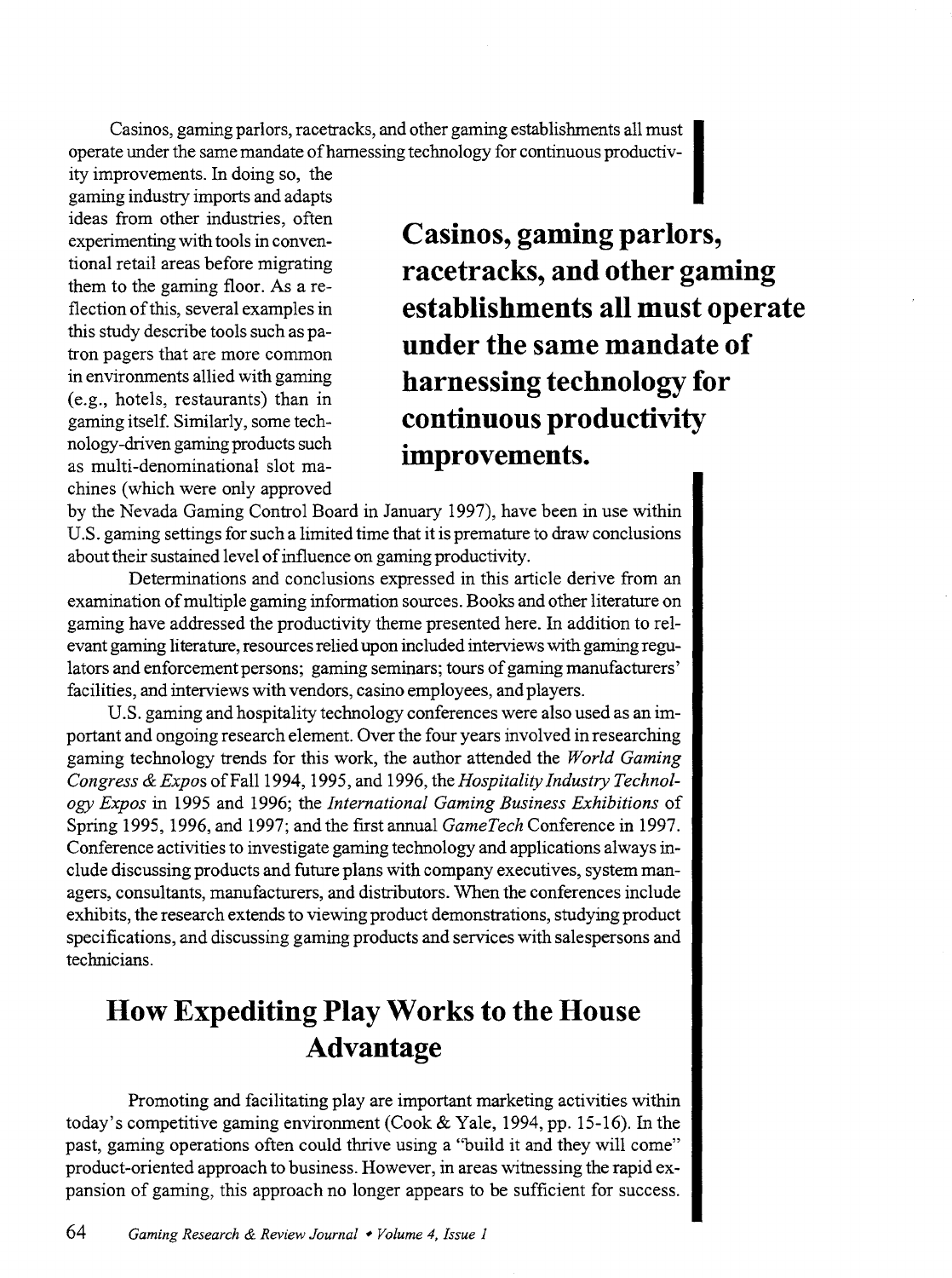Casinos, gaming parlors, racetracks, and other gaming establishments all must operate under the same mandate of harnessing technology for continuous productivity improvements. In doing so, the gaming industry imports and adapts ideas from other industries, often experimenting with tools in conventional retail areas before migrating them to the gaming floor. As a reflection of this, several examples in this study describe tools such as patron pagers that are more common in environments allied with gaming (e.g., hotels, restaurants) than in gaming itself. Similarly, some technology-driven gaming products such as multi-denominational slot machines (which were only approved by the Nevada Gaming Control Board in January 1997), have been in use within U.S. gaming settings for such a limited time that it is premature to draw conclusions about their sustained level of influence on gaming productivity.

**Casinos, gaming parlors, racetracks, and other gaming establishments all must operate under the same mandate of harnessing technology for continuous productivity improvements.**

Determinations and conclusions expressed in this article derive from an examination of multiple gaming information sources. Books and other literature on gaming have addressed the productivity theme presented here. In addition to relevant gaming literature, resources relied upon included interviews with gaming regulators and enforcement persons; gaming seminars; tours of gaming manufacturers' facilities, and interviews with vendors, casino employees, and players.

U.S. gaming and hospitality technology conferences were also used as an important and ongoing research element. Over the four years involved in researching gaming technology trends for this work, the author attended the *World Gaming Congress & Expos* of Fall 1994, 1995, and 1996, the *Hospitality Industry Technology Expos* in 1995 and 1996; the *International Gaming Business Exhibitions* of Spring 1995, 1996, and 1997; and the first annual *GameTech* Conference in 1997. Conference activities to investigate gaming technology and applications always include discussing products and future plans with company executives, system managers, consultants, manufacturers, and distributors. When the conferences include exhibits, the research extends to viewing product demonstrations, studying product specifications, and discussing gaming products and services with salespersons and technicians.

## How Expediting Play Works to the House Advantage

Promoting and facilitating play are important marketing activities within today's competitive gaming environment (Cook & Yale, 1994, pp. 15-16). In the past, gaming operations often could thrive using a "build it and they will come" product-oriented approach to business. However, in areas witnessing the rapid expansion of gaming, this approach no longer appears to be sufficient for success.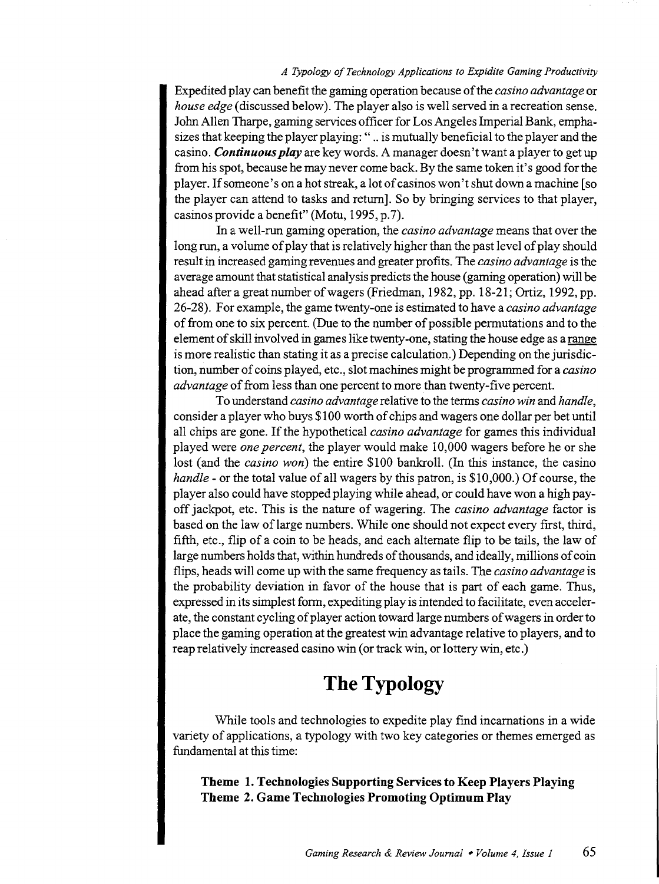Expedited play can benefit the gaming operation because of the *casino advantage* or *house edge* (discussed below). The player also is well served in a recreation sense. John Allen Tharpe, gaming services officer for Los Angeles Imperial Bank, emphasizes that keeping the player playing: " .. is mutually beneficial to the player and the casino. ***Continuous play*** are key words. A manager doesn't want a player to get up from his spot, because he may never come back. By the same token it's good for the player. If someone's on a hot streak, a lot of casinos won't shut down a machine [so the player can attend to tasks and return]. So by bringing services to that player, casinos provide a benefit" (Motu, 1995, p.7).

In a well-run gaming operation, the *casino advantage* means that over the long run, a volume of play that is relatively higher than the past level of play should result in increased gaming revenues and greater profits. The *casino advantage* is the average amount that statistical analysis predicts the house (gaming operation) will be ahead after a great number of wagers (Friedman, 1982, pp. 18-21; Ortiz, 1992, pp. 26-28). For example, the game twenty-one is estimated to have a *casino advantage* of from one to six percent. (Due to the number of possible permutations and to the element of skill involved in games like twenty-one, stating the house edge as a range is more realistic than stating it as a precise calculation.) Depending on the jurisdiction, number of coins played, etc., slot machines might be programmed for a *casino advantage* of from less than one percent to more than twenty-five percent.

To understand *casino advantage* relative to the terms *casino win* and *handle*, consider a player who buys $100 worth of chips and wagers one dollar per bet until all chips are gone. If the hypothetical *casino advantage* for games this individual played were *one percent*, the player would make 10,000 wagers before he or she lost (and the *casino won*) the entire $100 bankroll. (In this instance, the casino *handle* - or the total value of all wagers by this patron, is $10,000.) Of course, the player also could have stopped playing while ahead, or could have won a high payoff jackpot, etc. This is the nature of wagering. The *casino advantage* factor is based on the law of large numbers. While one should not expect every first, third, fifth, etc., flip of a coin to be heads, and each alternate flip to be tails, the law of large numbers holds that, within hundreds of thousands, and ideally, millions of coin flips, heads will come up with the same frequency as tails. The *casino advantage* is the probability deviation in favor of the house that is part of each game. Thus, expressed in its simplest form, expediting play is intended to facilitate, even accelerate, the constant cycling of player action toward large numbers of wagers in order to place the gaming operation at the greatest win advantage relative to players, and to reap relatively increased casino win (or track win, or lottery win, etc.)

# The Typology

While tools and technologies to expedite play find incarnations in a wide variety of applications, a typology with two key categories or themes emerged as fundamental at this time:

**Theme 1. Technologies Supporting Services to Keep Players Playing**
**Theme 2. Game Technologies Promoting Optimum Play**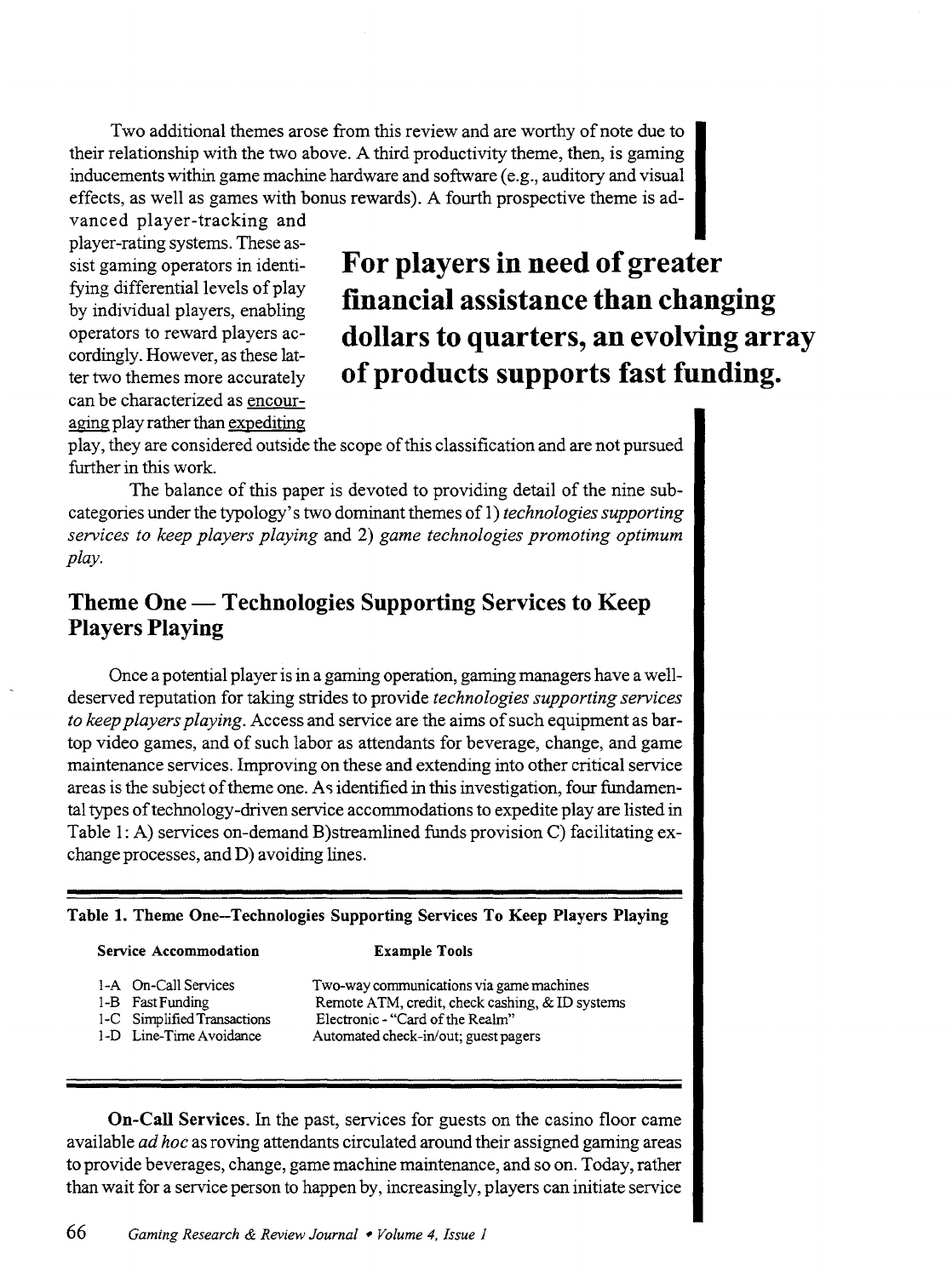Two additional themes arose from this review and are worthy of note due to their relationship with the two above. A third productivity theme, then, is gaming inducements within game machine hardware and software (e.g., auditory and visual effects, as well as games with bonus rewards). A fourth prospective theme is advanced player-tracking and player-rating systems. These assist gaming operators in identifying differential levels of play by individual players, enabling operators to reward players accordingly. However, as these latter two themes more accurately can be characterized as <u>encouraging</u> play rather than <u>expediting</u> play, they are considered outside the scope of this classification and are not pursued further in this work.

**For players in need of greater financial assistance than changing dollars to quarters, an evolving array of products supports fast funding.**

The balance of this paper is devoted to providing detail of the nine subcategories under the typology's two dominant themes of 1) *technologies supporting services to keep players playing* and 2) *game technologies promoting optimum play.*

## Theme One — Technologies Supporting Services to Keep Players Playing

Once a potential player is in a gaming operation, gaming managers have a well-deserved reputation for taking strides to provide *technologies supporting services to keep players playing.* Access and service are the aims of such equipment as bar-top video games, and of such labor as attendants for beverage, change, and game maintenance services. Improving on these and extending into other critical service areas is the subject of theme one. As identified in this investigation, four fundamental types of technology-driven service accommodations to expedite play are listed in Table 1: A) services on-demand B)streamlined funds provision C) facilitating exchange processes, and D) avoiding lines.

**Table 1. Theme One–Technologies Supporting Services To Keep Players Playing**

| Service Accommodation | Example Tools |
|---|---|
| 1-A On-Call Services | Two-way communications via game machines |
| 1-B Fast Funding | Remote ATM, credit, check cashing, & ID systems |
| 1-C Simplified Transactions | Electronic - "Card of the Realm" |
| 1-D Line-Time Avoidance | Automated check-in/out; guest pagers |

**On-Call Services.** In the past, services for guests on the casino floor came available *ad hoc* as roving attendants circulated around their assigned gaming areas to provide beverages, change, game machine maintenance, and so on. Today, rather than wait for a service person to happen by, increasingly, players can initiate service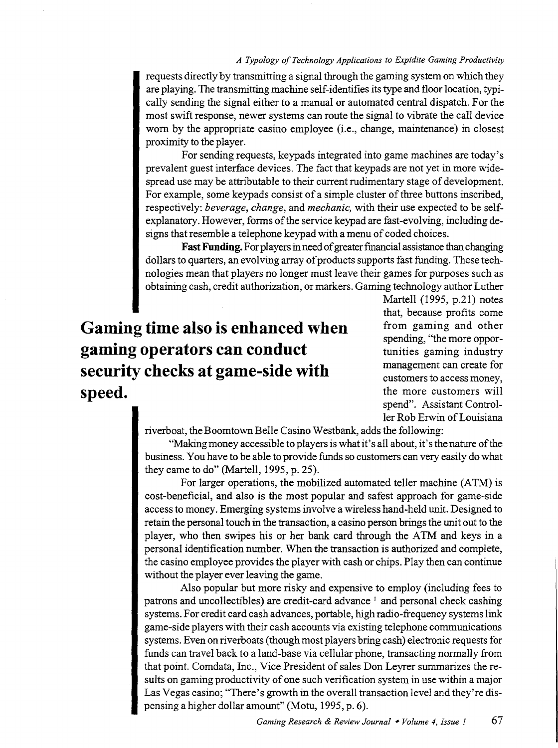requests directly by transmitting a signal through the gaming system on which they are playing. The transmitting machine self-identifies its type and floor location, typically sending the signal either to a manual or automated central dispatch. For the most swift response, newer systems can route the signal to vibrate the call device worn by the appropriate casino employee (i.e., change, maintenance) in closest proximity to the player.

For sending requests, keypads integrated into game machines are today's prevalent guest interface devices. The fact that keypads are not yet in more widespread use may be attributable to their current rudimentary stage of development. For example, some keypads consist of a simple cluster of three buttons inscribed, respectively: *beverage*, *change*, and *mechanic*, with their use expected to be self-explanatory. However, forms of the service keypad are fast-evolving, including designs that resemble a telephone keypad with a menu of coded choices.

**Fast Funding.** For players in need of greater financial assistance than changing dollars to quarters, an evolving array of products supports fast funding. These technologies mean that players no longer must leave their games for purposes such as obtaining cash, credit authorization, or markers. Gaming technology author Luther Martell (1995, p.21) notes that, because profits come from gaming and other spending, "the more opportunities gaming industry management can create for customers to access money, the more customers will spend". Assistant Controller Rob Erwin of Louisiana riverboat, the Boomtown Belle Casino Westbank, adds the following:

**Gaming time also is enhanced when gaming operators can conduct security checks at game-side with speed.**

"Making money accessible to players is what it's all about, it's the nature of the business. You have to be able to provide funds so customers can very easily do what they came to do" (Martell, 1995, p. 25).

For larger operations, the mobilized automated teller machine (ATM) is cost-beneficial, and also is the most popular and safest approach for game-side access to money. Emerging systems involve a wireless hand-held unit. Designed to retain the personal touch in the transaction, a casino person brings the unit out to the player, who then swipes his or her bank card through the ATM and keys in a personal identification number. When the transaction is authorized and complete, the casino employee provides the player with cash or chips. Play then can continue without the player ever leaving the game.

Also popular but more risky and expensive to employ (including fees to patrons and uncollectibles) are credit-card advance [1] and personal check cashing systems. For credit card cash advances, portable, high radio-frequency systems link game-side players with their cash accounts via existing telephone communications systems. Even on riverboats (though most players bring cash) electronic requests for funds can travel back to a land-base via cellular phone, transacting normally from that point. Comdata, Inc., Vice President of sales Don Leyrer summarizes the results on gaming productivity of one such verification system in use within a major Las Vegas casino; "There's growth in the overall transaction level and they're dispensing a higher dollar amount" (Motu, 1995, p. 6).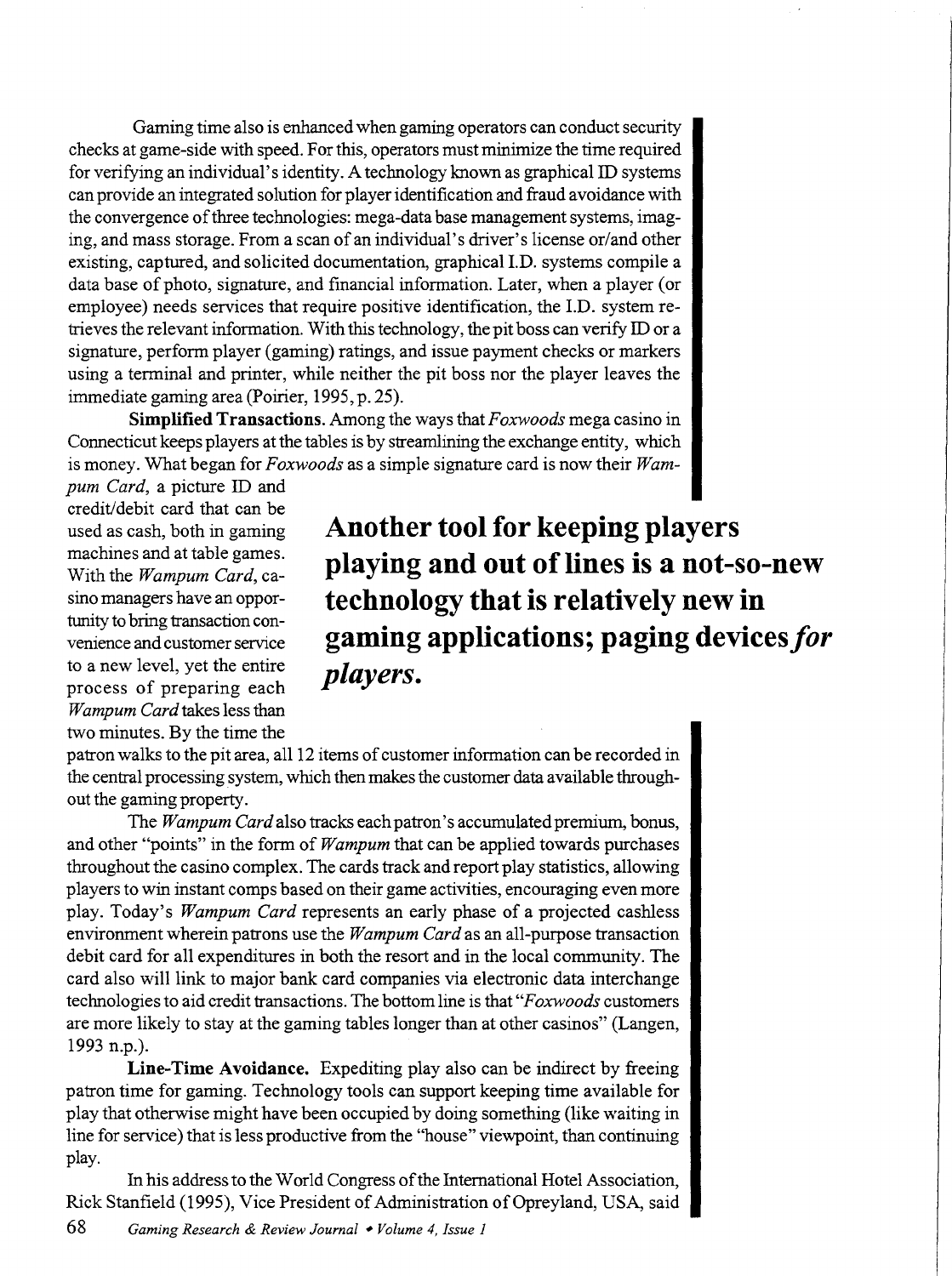Gaming time also is enhanced when gaming operators can conduct security checks at game-side with speed. For this, operators must minimize the time required for verifying an individual's identity. A technology known as graphical ID systems can provide an integrated solution for player identification and fraud avoidance with the convergence of three technologies: mega-data base management systems, imaging, and mass storage. From a scan of an individual's driver's license or/and other existing, captured, and solicited documentation, graphical I.D. systems compile a data base of photo, signature, and financial information. Later, when a player (or employee) needs services that require positive identification, the I.D. system retrieves the relevant information. With this technology, the pit boss can verify ID or a signature, perform player (gaming) ratings, and issue payment checks or markers using a terminal and printer, while neither the pit boss nor the player leaves the immediate gaming area (Poirier, 1995, p. 25).

**Simplified Transactions.** Among the ways that *Foxwoods* mega casino in Connecticut keeps players at the tables is by streamlining the exchange entity, which is money. What began for *Foxwoods* as a simple signature card is now their *Wampum Card*, a picture ID and credit/debit card that can be used as cash, both in gaming machines and at table games. With the *Wampum Card*, casino managers have an opportunity to bring transaction convenience and customer service to a new level, yet the entire process of preparing each *Wampum Card* takes less than two minutes. By the time the patron walks to the pit area, all 12 items of customer information can be recorded in the central processing system, which then makes the customer data available throughout the gaming property.

**Another tool for keeping players playing and out of lines is a not-so-new technology that is relatively new in gaming applications; paging devices *for players*.**

The *Wampum Card* also tracks each patron's accumulated premium, bonus, and other "points" in the form of *Wampum* that can be applied towards purchases throughout the casino complex. The cards track and report play statistics, allowing players to win instant comps based on their game activities, encouraging even more play. Today's *Wampum Card* represents an early phase of a projected cashless environment wherein patrons use the *Wampum Card* as an all-purpose transaction debit card for all expenditures in both the resort and in the local community. The card also will link to major bank card companies via electronic data interchange technologies to aid credit transactions. The bottom line is that "*Foxwoods* customers are more likely to stay at the gaming tables longer than at other casinos" (Langen, 1993 n.p.).

**Line-Time Avoidance.** Expediting play also can be indirect by freeing patron time for gaming. Technology tools can support keeping time available for play that otherwise might have been occupied by doing something (like waiting in line for service) that is less productive from the "house" viewpoint, than continuing play.

In his address to the World Congress of the International Hotel Association, Rick Stanfield (1995), Vice President of Administration of Opreyland, USA, said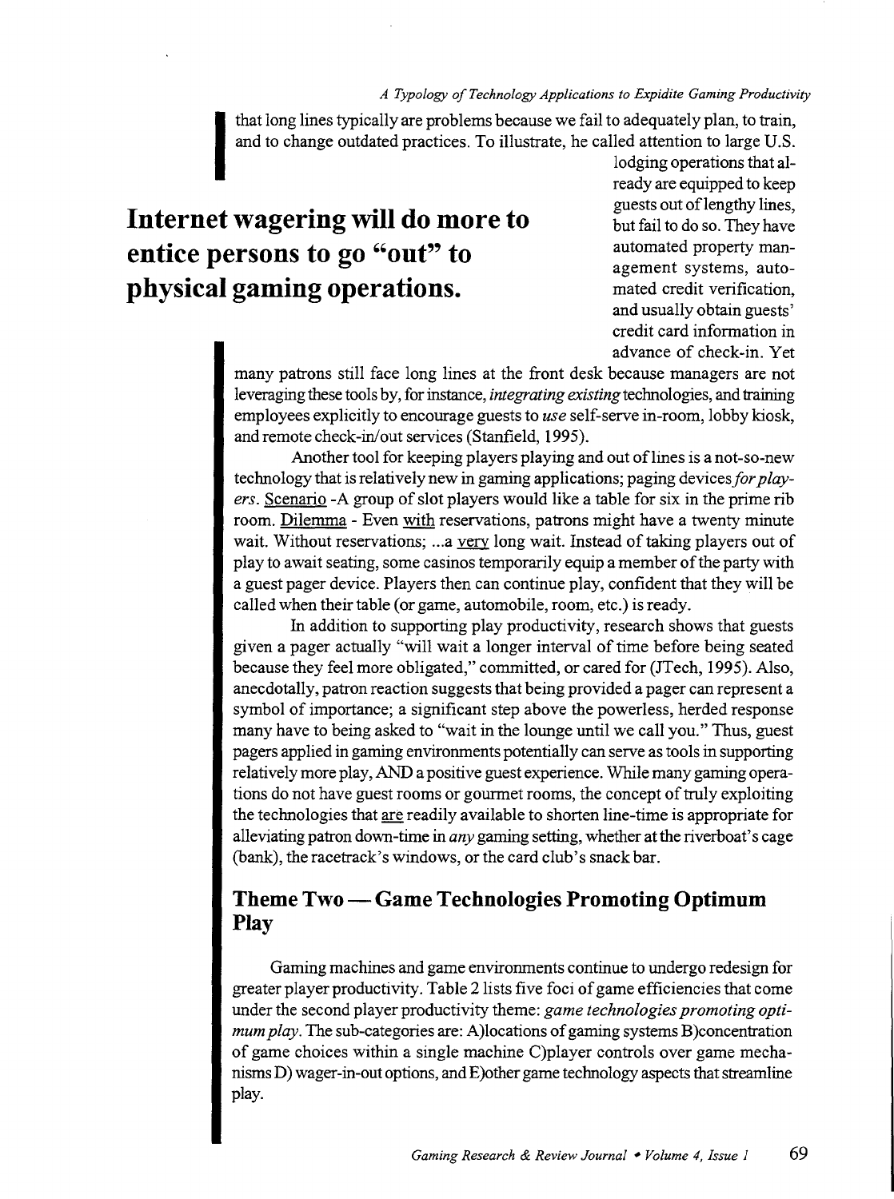that long lines typically are problems because we fail to adequately plan, to train, and to change outdated practices. To illustrate, he called attention to large U.S. lodging operations that already are equipped to keep guests out of lengthy lines, but fail to do so. They have automated property management systems, automated credit verification, and usually obtain guests' credit card information in advance of check-in. Yet many patrons still face long lines at the front desk because managers are not leveraging these tools by, for instance, *integrating existing* technologies, and training employees explicitly to encourage guests to *use* self-serve in-room, lobby kiosk, and remote check-in/out services (Stanfield, 1995).

**Internet wagering will do more to entice persons to go "out" to physical gaming operations.**

Another tool for keeping players playing and out of lines is a not-so-new technology that is relatively new in gaming applications; paging devices *for players*. Scenario -A group of slot players would like a table for six in the prime rib room. Dilemma - Even with reservations, patrons might have a twenty minute wait. Without reservations; ...a very long wait. Instead of taking players out of play to await seating, some casinos temporarily equip a member of the party with a guest pager device. Players then can continue play, confident that they will be called when their table (or game, automobile, room, etc.) is ready.

In addition to supporting play productivity, research shows that guests given a pager actually "will wait a longer interval of time before being seated because they feel more obligated," committed, or cared for (JTech, 1995). Also, anecdotally, patron reaction suggests that being provided a pager can represent a symbol of importance; a significant step above the powerless, herded response many have to being asked to "wait in the lounge until we call you." Thus, guest pagers applied in gaming environments potentially can serve as tools in supporting relatively more play, AND a positive guest experience. While many gaming operations do not have guest rooms or gourmet rooms, the concept of truly exploiting the technologies that are readily available to shorten line-time is appropriate for alleviating patron down-time in *any* gaming setting, whether at the riverboat's cage (bank), the racetrack's windows, or the card club's snack bar.

## Theme Two — Game Technologies Promoting Optimum Play

Gaming machines and game environments continue to undergo redesign for greater player productivity. Table 2 lists five foci of game efficiencies that come under the second player productivity theme: *game technologies promoting optimum play*. The sub-categories are: A)locations of gaming systems B)concentration of game choices within a single machine C)player controls over game mechanisms D) wager-in-out options, and E)other game technology aspects that streamline play.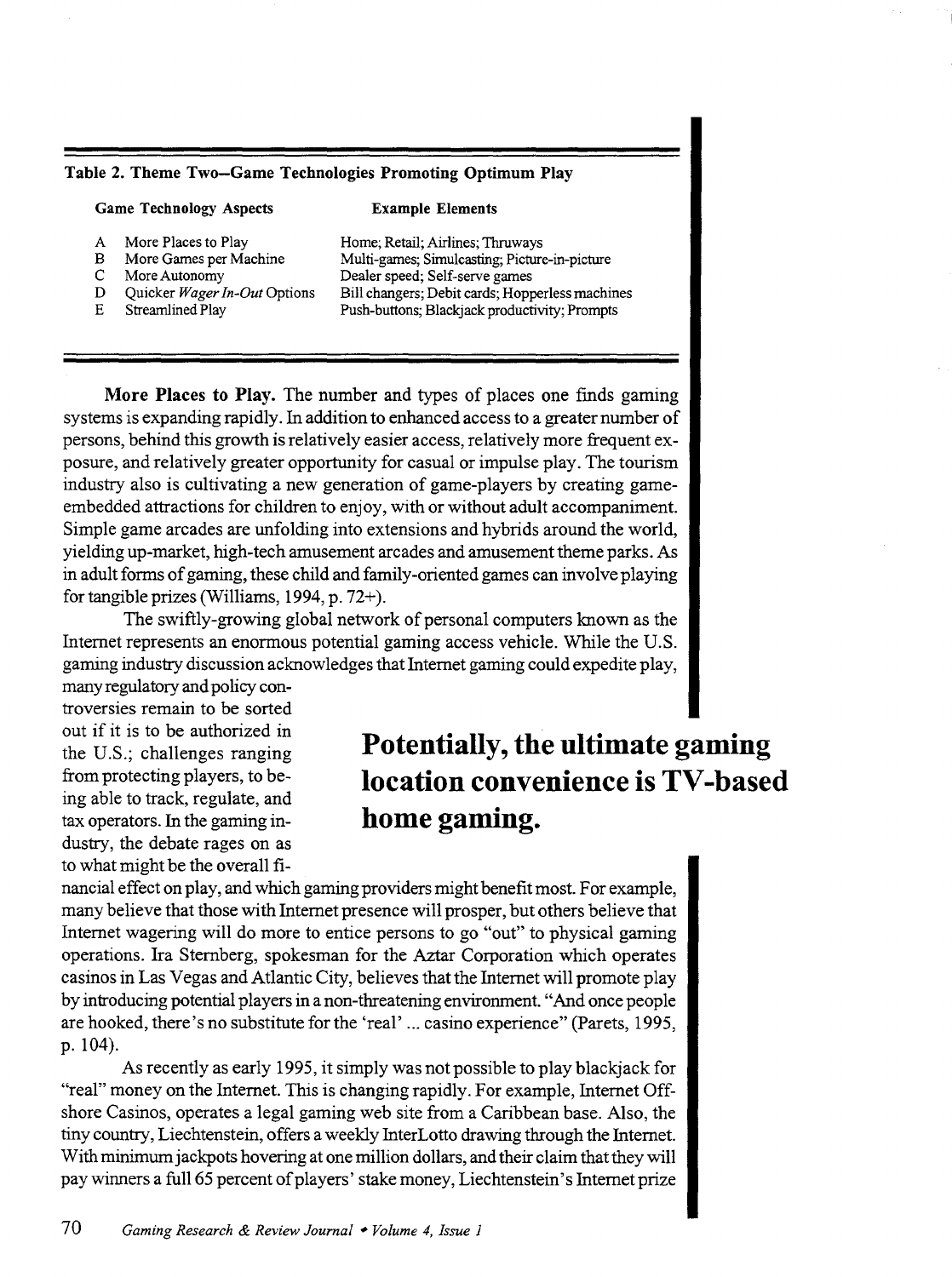**Table 2. Theme Two–Game Technologies Promoting Optimum Play**

| | Game Technology Aspects | Example Elements |
|---|---|---|
| A | More Places to Play | Home; Retail; Airlines; Thruways |
| B | More Games per Machine | Multi-games; Simulcasting; Picture-in-picture |
| C | More Autonomy | Dealer speed; Self-serve games |
| D | Quicker *Wager In-Out* Options | Bill changers; Debit cards; Hopperless machines |
| E | Streamlined Play | Push-buttons; Blackjack productivity; Prompts |

**More Places to Play.** The number and types of places one finds gaming systems is expanding rapidly. In addition to enhanced access to a greater number of persons, behind this growth is relatively easier access, relatively more frequent exposure, and relatively greater opportunity for casual or impulse play. The tourism industry also is cultivating a new generation of game-players by creating game-embedded attractions for children to enjoy, with or without adult accompaniment. Simple game arcades are unfolding into extensions and hybrids around the world, yielding up-market, high-tech amusement arcades and amusement theme parks. As in adult forms of gaming, these child and family-oriented games can involve playing for tangible prizes (Williams, 1994, p. 72+).

The swiftly-growing global network of personal computers known as the Internet represents an enormous potential gaming access vehicle. While the U.S. gaming industry discussion acknowledges that Internet gaming could expedite play, many regulatory and policy controversies remain to be sorted out if it is to be authorized in the U.S.; challenges ranging from protecting players, to being able to track, regulate, and tax operators. In the gaming industry, the debate rages on as to what might be the overall financial effect on play, and which gaming providers might benefit most. For example, many believe that those with Internet presence will prosper, but others believe that Internet wagering will do more to entice persons to go "out" to physical gaming operations. Ira Sternberg, spokesman for the Aztar Corporation which operates casinos in Las Vegas and Atlantic City, believes that the Internet will promote play by introducing potential players in a non-threatening environment. "And once people are hooked, there's no substitute for the 'real' ... casino experience" (Parets, 1995, p. 104).

**Potentially, the ultimate gaming location convenience is TV-based home gaming.**

As recently as early 1995, it simply was not possible to play blackjack for "real" money on the Internet. This is changing rapidly. For example, Internet Offshore Casinos, operates a legal gaming web site from a Caribbean base. Also, the tiny country, Liechtenstein, offers a weekly InterLotto drawing through the Internet. With minimum jackpots hovering at one million dollars, and their claim that they will pay winners a full 65 percent of players' stake money, Liechtenstein's Internet prize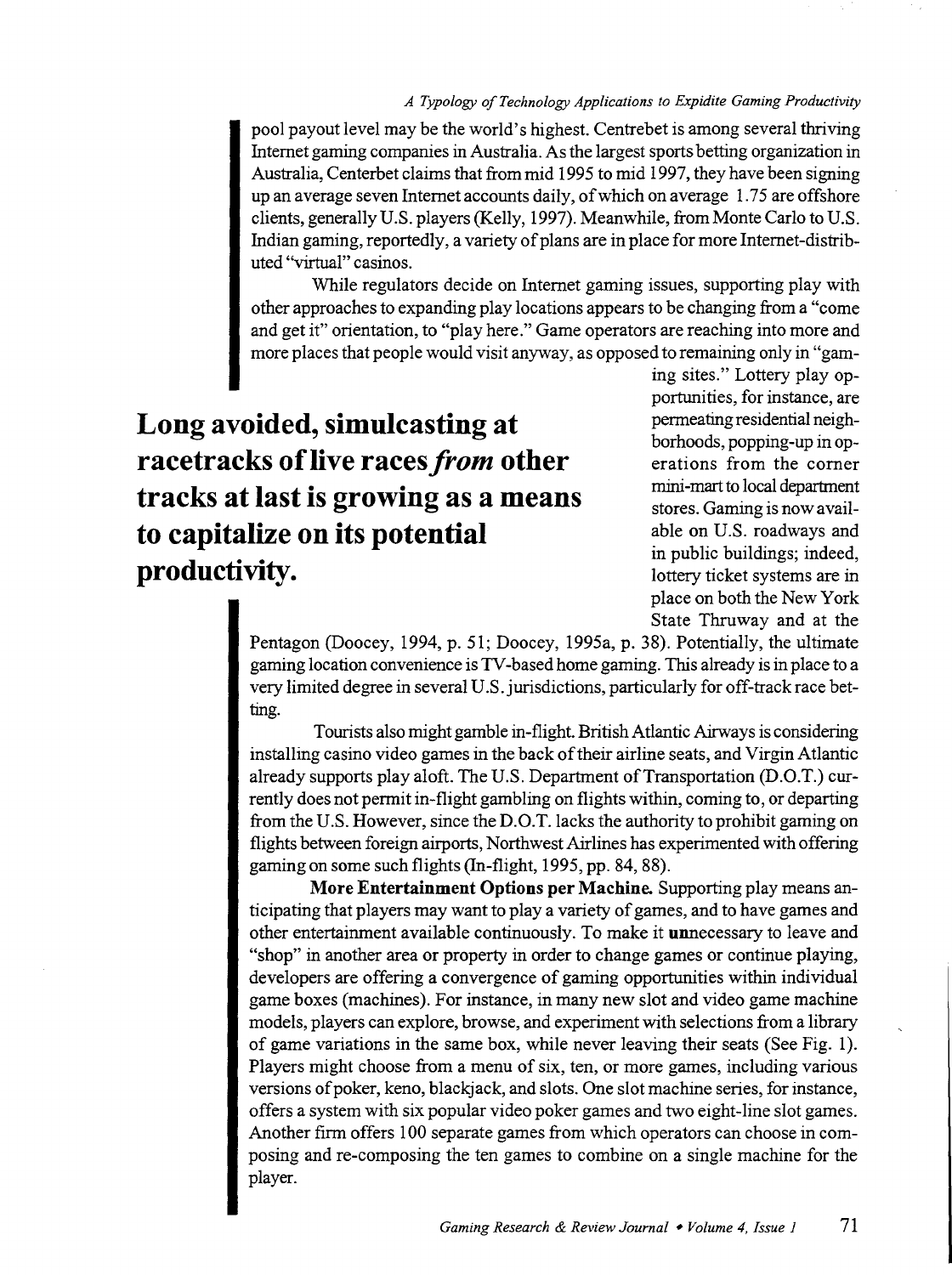pool payout level may be the world's highest. Centrebet is among several thriving Internet gaming companies in Australia. As the largest sports betting organization in Australia, Centerbet claims that from mid 1995 to mid 1997, they have been signing up an average seven Internet accounts daily, of which on average 1.75 are offshore clients, generally U.S. players (Kelly, 1997). Meanwhile, from Monte Carlo to U.S. Indian gaming, reportedly, a variety of plans are in place for more Internet-distributed "virtual" casinos.

While regulators decide on Internet gaming issues, supporting play with other approaches to expanding play locations appears to be changing from a "come and get it" orientation, to "play here." Game operators are reaching into more and more places that people would visit anyway, as opposed to remaining only in "gaming sites." Lottery play opportunities, for instance, are permeating residential neighborhoods, popping-up in operations from the corner mini-mart to local department stores. Gaming is now available on U.S. roadways and in public buildings; indeed, lottery ticket systems are in place on both the New York State Thruway and at the Pentagon (Doocey, 1994, p. 51; Doocey, 1995a, p. 38). Potentially, the ultimate gaming location convenience is TV-based home gaming. This already is in place to a very limited degree in several U.S. jurisdictions, particularly for off-track race betting.

**Long avoided, simulcasting at racetracks of live races *from* other tracks at last is growing as a means to capitalize on its potential productivity.**

Tourists also might gamble in-flight. British Atlantic Airways is considering installing casino video games in the back of their airline seats, and Virgin Atlantic already supports play aloft. The U.S. Department of Transportation (D.O.T.) currently does not permit in-flight gambling on flights within, coming to, or departing from the U.S. However, since the D.O.T. lacks the authority to prohibit gaming on flights between foreign airports, Northwest Airlines has experimented with offering gaming on some such flights (In-flight, 1995, pp. 84, 88).

**More Entertainment Options per Machine.** Supporting play means anticipating that players may want to play a variety of games, and to have games and other entertainment available continuously. To make it **un**necessary to leave and "shop" in another area or property in order to change games or continue playing, developers are offering a convergence of gaming opportunities within individual game boxes (machines). For instance, in many new slot and video game machine models, players can explore, browse, and experiment with selections from a library of game variations in the same box, while never leaving their seats (See Fig. 1). Players might choose from a menu of six, ten, or more games, including various versions of poker, keno, blackjack, and slots. One slot machine series, for instance, offers a system with six popular video poker games and two eight-line slot games. Another firm offers 100 separate games from which operators can choose in composing and re-composing the ten games to combine on a single machine for the player.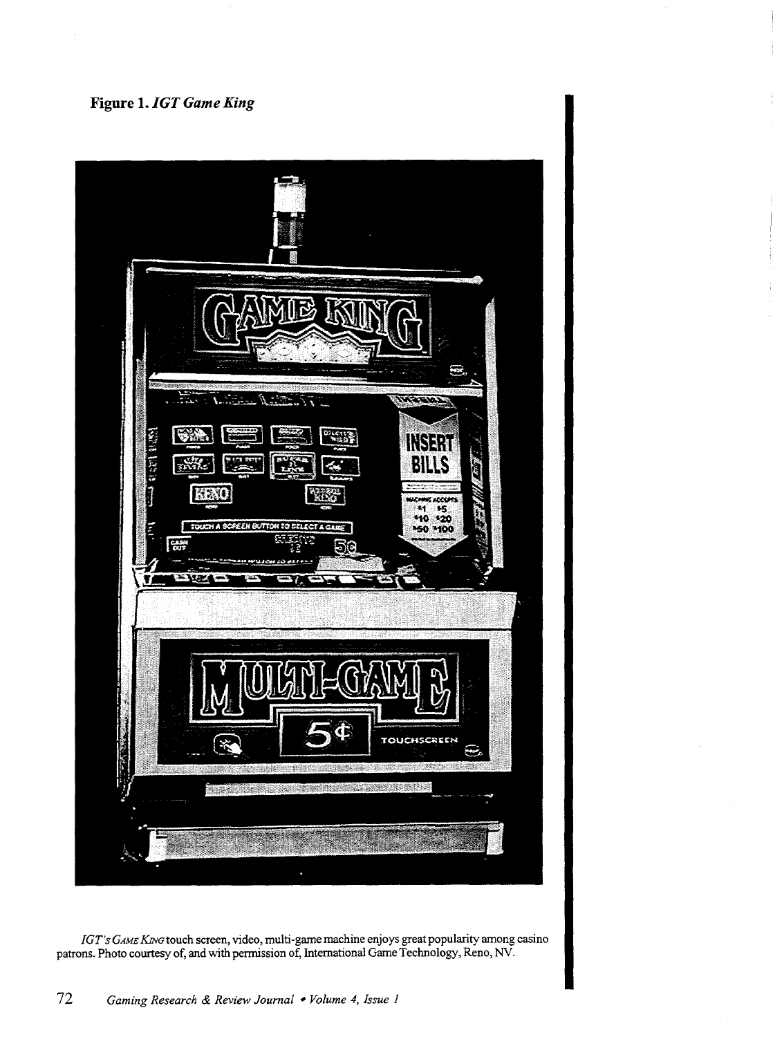**Figure 1.** *IGT Game King*

*IGT's Game King* touch screen, video, multi-game machine enjoys great popularity among casino patrons. Photo courtesy of, and with permission of, International Game Technology, Reno, NV.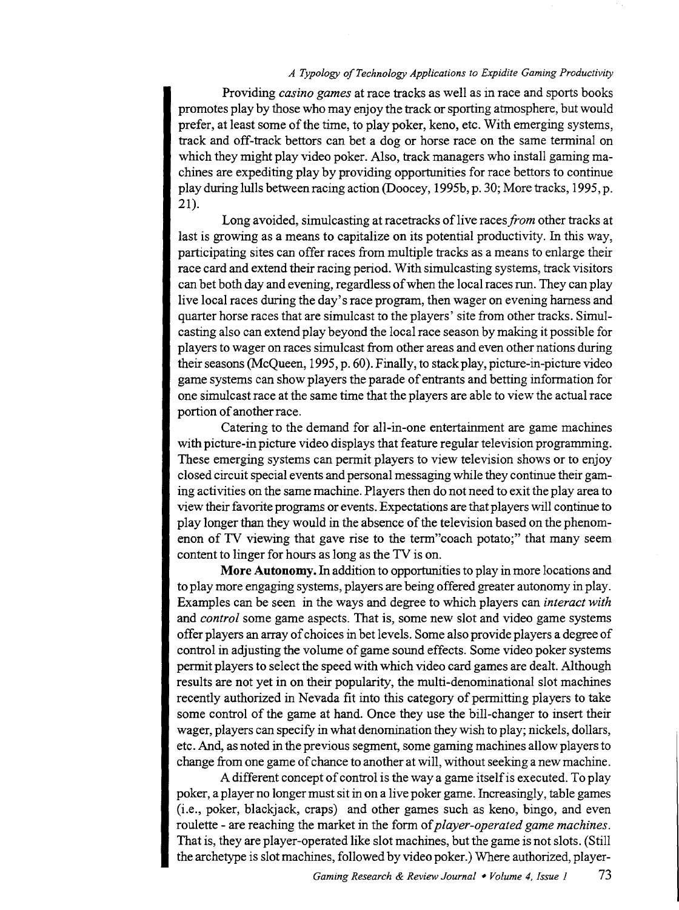Providing *casino games* at race tracks as well as in race and sports books promotes play by those who may enjoy the track or sporting atmosphere, but would prefer, at least some of the time, to play poker, keno, etc. With emerging systems, track and off-track bettors can bet a dog or horse race on the same terminal on which they might play video poker. Also, track managers who install gaming machines are expediting play by providing opportunities for race bettors to continue play during lulls between racing action (Doocey, 1995b, p. 30; More tracks, 1995, p. 21).

Long avoided, simulcasting at racetracks of live races *from* other tracks at last is growing as a means to capitalize on its potential productivity. In this way, participating sites can offer races from multiple tracks as a means to enlarge their race card and extend their racing period. With simulcasting systems, track visitors can bet both day and evening, regardless of when the local races run. They can play live local races during the day's race program, then wager on evening harness and quarter horse races that are simulcast to the players' site from other tracks. Simulcasting also can extend play beyond the local race season by making it possible for players to wager on races simulcast from other areas and even other nations during their seasons (McQueen, 1995, p. 60). Finally, to stack play, picture-in-picture video game systems can show players the parade of entrants and betting information for one simulcast race at the same time that the players are able to view the actual race portion of another race.

Catering to the demand for all-in-one entertainment are game machines with picture-in picture video displays that feature regular television programming. These emerging systems can permit players to view television shows or to enjoy closed circuit special events and personal messaging while they continue their gaming activities on the same machine. Players then do not need to exit the play area to view their favorite programs or events. Expectations are that players will continue to play longer than they would in the absence of the television based on the phenomenon of TV viewing that gave rise to the term"coach potato;" that many seem content to linger for hours as long as the TV is on.

**More Autonomy.** In addition to opportunities to play in more locations and to play more engaging systems, players are being offered greater autonomy in play. Examples can be seen in the ways and degree to which players can *interact with* and *control* some game aspects. That is, some new slot and video game systems offer players an array of choices in bet levels. Some also provide players a degree of control in adjusting the volume of game sound effects. Some video poker systems permit players to select the speed with which video card games are dealt. Although results are not yet in on their popularity, the multi-denominational slot machines recently authorized in Nevada fit into this category of permitting players to take some control of the game at hand. Once they use the bill-changer to insert their wager, players can specify in what denomination they wish to play; nickels, dollars, etc. And, as noted in the previous segment, some gaming machines allow players to change from one game of chance to another at will, without seeking a new machine.

A different concept of control is the way a game itself is executed. To play poker, a player no longer must sit in on a live poker game. Increasingly, table games (i.e., poker, blackjack, craps) and other games such as keno, bingo, and even roulette - are reaching the market in the form of *player-operated game machines*. That is, they are player-operated like slot machines, but the game is not slots. (Still the archetype is slot machines, followed by video poker.) Where authorized, player-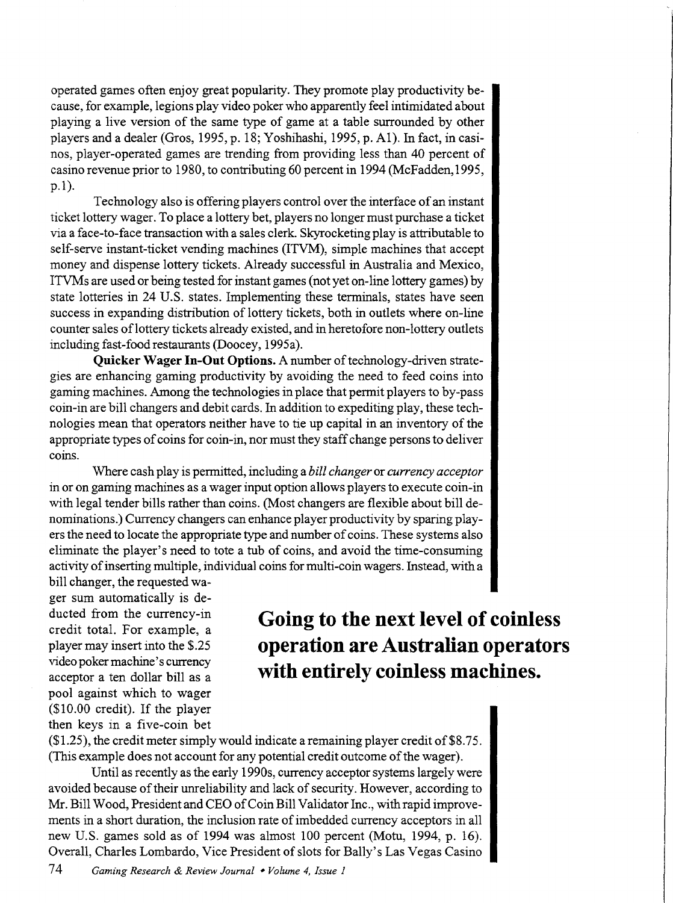operated games often enjoy great popularity. They promote play productivity because, for example, legions play video poker who apparently feel intimidated about playing a live version of the same type of game at a table surrounded by other players and a dealer (Gros, 1995, p. 18; Yoshihashi, 1995, p. A1). In fact, in casinos, player-operated games are trending from providing less than 40 percent of casino revenue prior to 1980, to contributing 60 percent in 1994 (McFadden,1995, p.1).

Technology also is offering players control over the interface of an instant ticket lottery wager. To place a lottery bet, players no longer must purchase a ticket via a face-to-face transaction with a sales clerk. Skyrocketing play is attributable to self-serve instant-ticket vending machines (ITVM), simple machines that accept money and dispense lottery tickets. Already successful in Australia and Mexico, ITVMs are used or being tested for instant games (not yet on-line lottery games) by state lotteries in 24 U.S. states. Implementing these terminals, states have seen success in expanding distribution of lottery tickets, both in outlets where on-line counter sales of lottery tickets already existed, and in heretofore non-lottery outlets including fast-food restaurants (Doocey, 1995a).

**Quicker Wager In-Out Options.** A number of technology-driven strategies are enhancing gaming productivity by avoiding the need to feed coins into gaming machines. Among the technologies in place that permit players to by-pass coin-in are bill changers and debit cards. In addition to expediting play, these technologies mean that operators neither have to tie up capital in an inventory of the appropriate types of coins for coin-in, nor must they staff change persons to deliver coins.

Where cash play is permitted, including a *bill changer* or *currency acceptor* in or on gaming machines as a wager input option allows players to execute coin-in with legal tender bills rather than coins. (Most changers are flexible about bill denominations.) Currency changers can enhance player productivity by sparing players the need to locate the appropriate type and number of coins. These systems also eliminate the player's need to tote a tub of coins, and avoid the time-consuming activity of inserting multiple, individual coins for multi-coin wagers. Instead, with a bill changer, the requested wager sum automatically is deducted from the currency-in credit total. For example, a player may insert into the \$.25 video poker machine's currency acceptor a ten dollar bill as a pool against which to wager (\$10.00 credit). If the player then keys in a five-coin bet (\$1.25), the credit meter simply would indicate a remaining player credit of \$8.75. (This example does not account for any potential credit outcome of the wager).

**Going to the next level of coinless operation are Australian operators with entirely coinless machines.**

Until as recently as the early 1990s, currency acceptor systems largely were avoided because of their unreliability and lack of security. However, according to Mr. Bill Wood, President and CEO of Coin Bill Validator Inc., with rapid improvements in a short duration, the inclusion rate of imbedded currency acceptors in all new U.S. games sold as of 1994 was almost 100 percent (Motu, 1994, p. 16). Overall, Charles Lombardo, Vice President of slots for Bally's Las Vegas Casino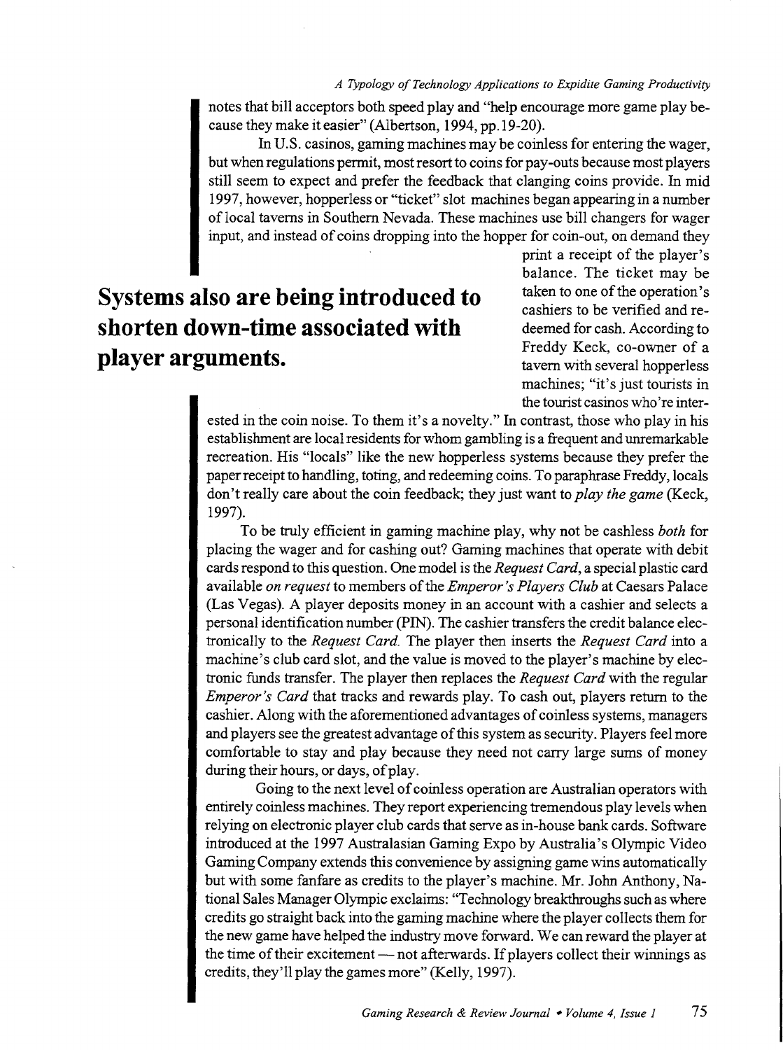notes that bill acceptors both speed play and "help encourage more game play because they make it easier" (Albertson, 1994, pp.19-20).

In U.S. casinos, gaming machines may be coinless for entering the wager, but when regulations permit, most resort to coins for pay-outs because most players still seem to expect and prefer the feedback that clanging coins provide. In mid 1997, however, hopperless or "ticket" slot machines began appearing in a number of local taverns in Southern Nevada. These machines use bill changers for wager input, and instead of coins dropping into the hopper for coin-out, on demand they print a receipt of the player's balance. The ticket may be taken to one of the operation's cashiers to be verified and redeemed for cash. According to Freddy Keck, co-owner of a tavern with several hopperless machines; "it's just tourists in the tourist casinos who're interested in the coin noise. To them it's a novelty." In contrast, those who play in his establishment are local residents for whom gambling is a frequent and unremarkable recreation. His "locals" like the new hopperless systems because they prefer the paper receipt to handling, toting, and redeeming coins. To paraphrase Freddy, locals don't really care about the coin feedback; they just want to *play the game* (Keck, 1997).

**Systems also are being introduced to shorten down-time associated with player arguments.**

To be truly efficient in gaming machine play, why not be cashless *both* for placing the wager and for cashing out? Gaming machines that operate with debit cards respond to this question. One model is the *Request Card*, a special plastic card available *on request* to members of the *Emperor's Players Club* at Caesars Palace (Las Vegas). A player deposits money in an account with a cashier and selects a personal identification number (PIN). The cashier transfers the credit balance electronically to the *Request Card*. The player then inserts the *Request Card* into a machine's club card slot, and the value is moved to the player's machine by electronic funds transfer. The player then replaces the *Request Card* with the regular *Emperor's Card* that tracks and rewards play. To cash out, players return to the cashier. Along with the aforementioned advantages of coinless systems, managers and players see the greatest advantage of this system as security. Players feel more comfortable to stay and play because they need not carry large sums of money during their hours, or days, of play.

Going to the next level of coinless operation are Australian operators with entirely coinless machines. They report experiencing tremendous play levels when relying on electronic player club cards that serve as in-house bank cards. Software introduced at the 1997 Australasian Gaming Expo by Australia's Olympic Video Gaming Company extends this convenience by assigning game wins automatically but with some fanfare as credits to the player's machine. Mr. John Anthony, National Sales Manager Olympic exclaims: "Technology breakthroughs such as where credits go straight back into the gaming machine where the player collects them for the new game have helped the industry move forward. We can reward the player at the time of their excitement — not afterwards. If players collect their winnings as credits, they'll play the games more" (Kelly, 1997).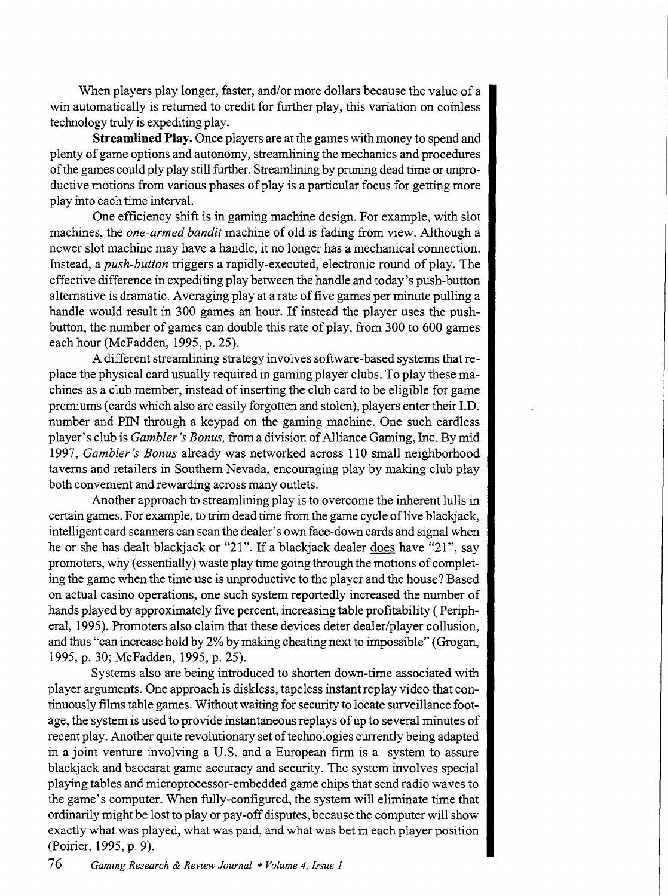When players play longer, faster, and/or more dollars because the value of a win automatically is returned to credit for further play, this variation on coinless technology truly is expediting play.

**Streamlined Play.** Once players are at the games with money to spend and plenty of game options and autonomy, streamlining the mechanics and procedures of the games could ply play still further. Streamlining by pruning dead time or unproductive motions from various phases of play is a particular focus for getting more play into each time interval.

One efficiency shift is in gaming machine design. For example, with slot machines, the *one-armed bandit* machine of old is fading from view. Although a newer slot machine may have a handle, it no longer has a mechanical connection. Instead, a *push-button* triggers a rapidly-executed, electronic round of play. The effective difference in expediting play between the handle and today's push-button alternative is dramatic. Averaging play at a rate of five games per minute pulling a handle would result in 300 games an hour. If instead the player uses the push-button, the number of games can double this rate of play, from 300 to 600 games each hour (McFadden, 1995, p. 25).

A different streamlining strategy involves software-based systems that replace the physical card usually required in gaming player clubs. To play these machines as a club member, instead of inserting the club card to be eligible for game premiums (cards which also are easily forgotten and stolen), players enter their I.D. number and PIN through a keypad on the gaming machine. One such cardless player's club is *Gambler's Bonus,* from a division of Alliance Gaming, Inc. By mid 1997, *Gambler's Bonus* already was networked across 110 small neighborhood taverns and retailers in Southern Nevada, encouraging play by making club play both convenient and rewarding across many outlets.

Another approach to streamlining play is to overcome the inherent lulls in certain games. For example, to trim dead time from the game cycle of live blackjack, intelligent card scanners can scan the dealer's own face-down cards and signal when he or she has dealt blackjack or "21". If a blackjack dealer does have "21", say promoters, why (essentially) waste play time going through the motions of completing the game when the time use is unproductive to the player and the house? Based on actual casino operations, one such system reportedly increased the number of hands played by approximately five percent, increasing table profitability ( Peripheral, 1995). Promoters also claim that these devices deter dealer/player collusion, and thus "can increase hold by 2% by making cheating next to impossible" (Grogan, 1995, p. 30; McFadden, 1995, p. 25).

Systems also are being introduced to shorten down-time associated with player arguments. One approach is diskless, tapeless instant replay video that continuously films table games. Without waiting for security to locate surveillance footage, the system is used to provide instantaneous replays of up to several minutes of recent play. Another quite revolutionary set of technologies currently being adapted in a joint venture involving a U.S. and a European firm is a system to assure blackjack and baccarat game accuracy and security. The system involves special playing tables and microprocessor-embedded game chips that send radio waves to the game's computer. When fully-configured, the system will eliminate time that ordinarily might be lost to play or pay-off disputes, because the computer will show exactly what was played, what was paid, and what was bet in each player position (Poirier, 1995, p. 9).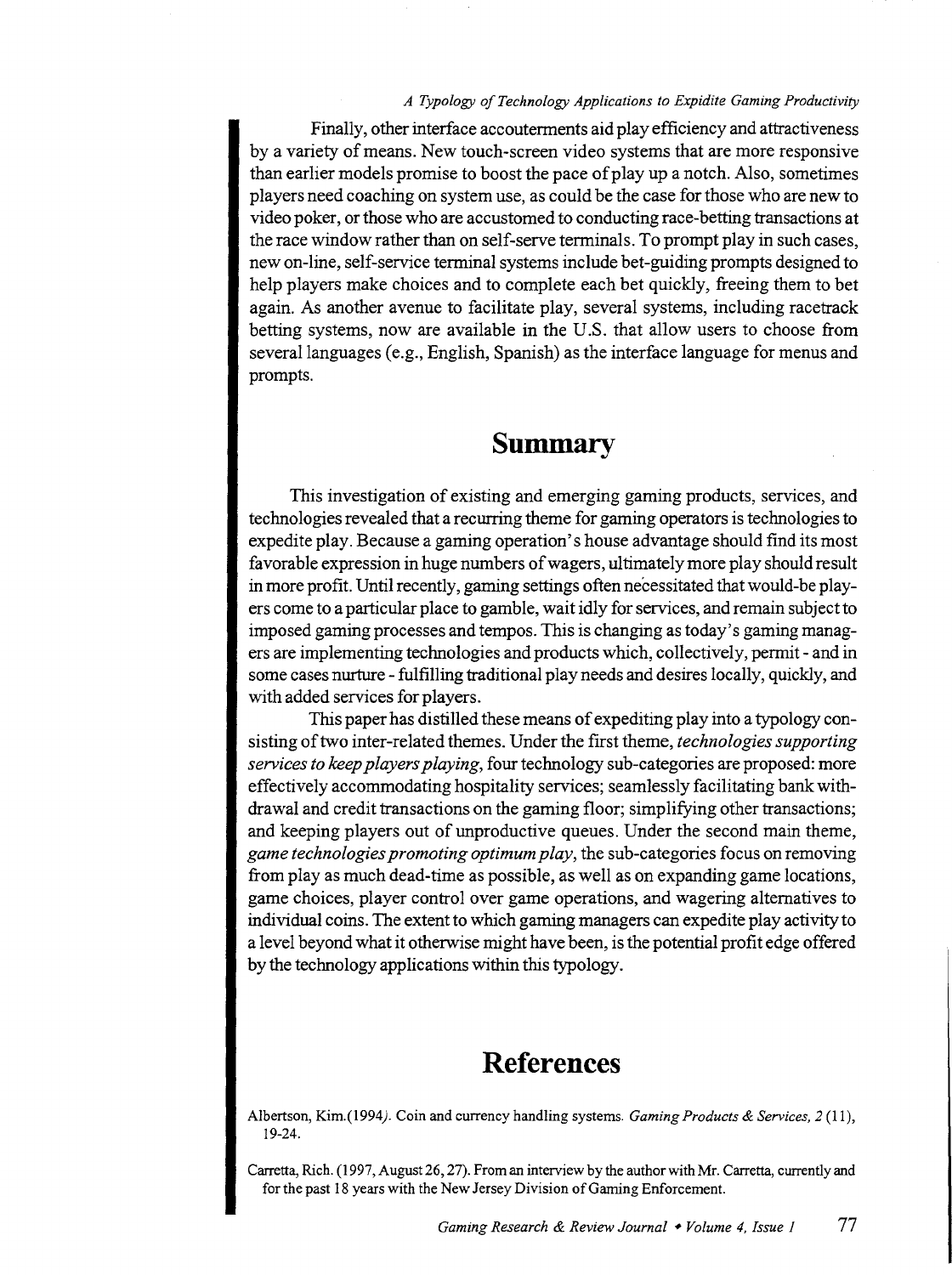Finally, other interface accouterments aid play efficiency and attractiveness by a variety of means. New touch-screen video systems that are more responsive than earlier models promise to boost the pace of play up a notch. Also, sometimes players need coaching on system use, as could be the case for those who are new to video poker, or those who are accustomed to conducting race-betting transactions at the race window rather than on self-serve terminals. To prompt play in such cases, new on-line, self-service terminal systems include bet-guiding prompts designed to help players make choices and to complete each bet quickly, freeing them to bet again. As another avenue to facilitate play, several systems, including racetrack betting systems, now are available in the U.S. that allow users to choose from several languages (e.g., English, Spanish) as the interface language for menus and prompts.

## Summary

This investigation of existing and emerging gaming products, services, and technologies revealed that a recurring theme for gaming operators is technologies to expedite play. Because a gaming operation's house advantage should find its most favorable expression in huge numbers of wagers, ultimately more play should result in more profit. Until recently, gaming settings often necessitated that would-be players come to a particular place to gamble, wait idly for services, and remain subject to imposed gaming processes and tempos. This is changing as today's gaming managers are implementing technologies and products which, collectively, permit - and in some cases nurture - fulfilling traditional play needs and desires locally, quickly, and with added services for players.

This paper has distilled these means of expediting play into a typology consisting of two inter-related themes. Under the first theme, *technologies supporting services to keep players playing*, four technology sub-categories are proposed: more effectively accommodating hospitality services; seamlessly facilitating bank withdrawal and credit transactions on the gaming floor; simplifying other transactions; and keeping players out of unproductive queues. Under the second main theme, *game technologies promoting optimum play*, the sub-categories focus on removing from play as much dead-time as possible, as well as on expanding game locations, game choices, player control over game operations, and wagering alternatives to individual coins. The extent to which gaming managers can expedite play activity to a level beyond what it otherwise might have been, is the potential profit edge offered by the technology applications within this typology.

## References

Albertson, Kim.(1994). Coin and currency handling systems. *Gaming Products & Services, 2* (11), 19-24.

Carretta, Rich. (1997, August 26, 27). From an interview by the author with Mr. Carretta, currently and for the past 18 years with the New Jersey Division of Gaming Enforcement.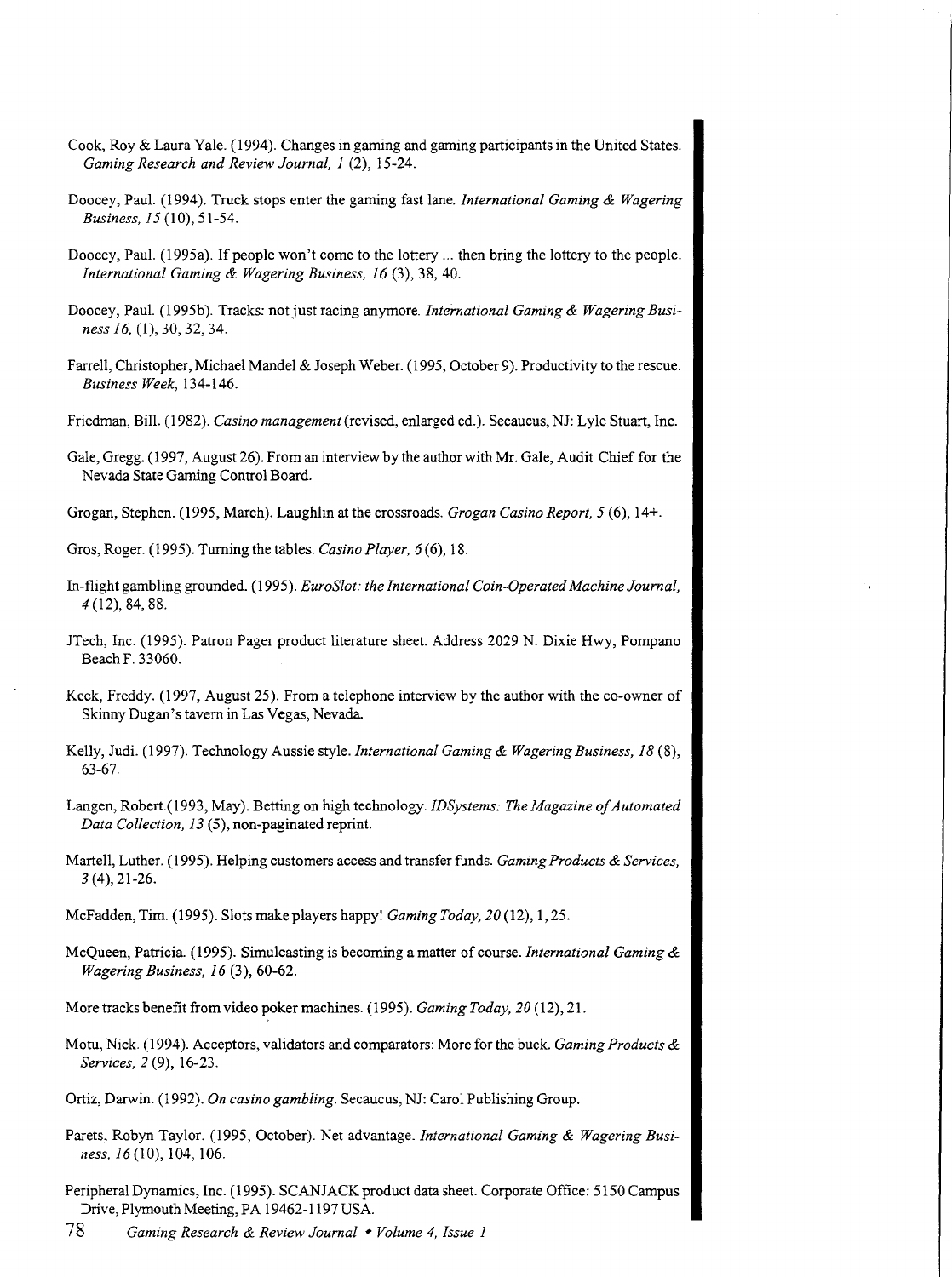Cook, Roy & Laura Yale. (1994). Changes in gaming and gaming participants in the United States. *Gaming Research and Review Journal, 1* (2), 15-24.

Doocey, Paul. (1994). Truck stops enter the gaming fast lane. *International Gaming & Wagering Business, 15* (10), 51-54.

Doocey, Paul. (1995a). If people won't come to the lottery ... then bring the lottery to the people. *International Gaming & Wagering Business, 16* (3), 38, 40.

Doocey, Paul. (1995b). Tracks: not just racing anymore. *International Gaming & Wagering Business 16,* (1), 30, 32, 34.

Farrell, Christopher, Michael Mandel & Joseph Weber. (1995, October 9). Productivity to the rescue. *Business Week*, 134-146.

Friedman, Bill. (1982). *Casino management* (revised, enlarged ed.). Secaucus, NJ: Lyle Stuart, Inc.

Gale, Gregg. (1997, August 26). From an interview by the author with Mr. Gale, Audit Chief for the Nevada State Gaming Control Board.

Grogan, Stephen. (1995, March). Laughlin at the crossroads. *Grogan Casino Report, 5* (6), 14+.

Gros, Roger. (1995). Turning the tables. *Casino Player, 6* (6), 18.

In-flight gambling grounded. (1995). *EuroSlot: the International Coin-Operated Machine Journal, 4* (12), 84, 88.

JTech, Inc. (1995). Patron Pager product literature sheet. Address 2029 N. Dixie Hwy, Pompano Beach F. 33060.

Keck, Freddy. (1997, August 25). From a telephone interview by the author with the co-owner of Skinny Dugan's tavern in Las Vegas, Nevada.

Kelly, Judi. (1997). Technology Aussie style. *International Gaming & Wagering Business, 18* (8), 63-67.

Langen, Robert.(1993, May). Betting on high technology. *IDSystems: The Magazine of Automated Data Collection, 13* (5), non-paginated reprint.

Martell, Luther. (1995). Helping customers access and transfer funds. *Gaming Products & Services, 3* (4), 21-26.

McFadden, Tim. (1995). Slots make players happy! *Gaming Today, 20* (12), 1, 25.

McQueen, Patricia. (1995). Simulcasting is becoming a matter of course. *International Gaming & Wagering Business, 16* (3), 60-62.

More tracks benefit from video poker machines. (1995). *Gaming Today, 20* (12), 21.

Motu, Nick. (1994). Acceptors, validators and comparators: More for the buck. *Gaming Products & Services, 2* (9), 16-23.

Ortiz, Darwin. (1992). *On casino gambling*. Secaucus, NJ: Carol Publishing Group.

Parets, Robyn Taylor. (1995, October). Net advantage. *International Gaming & Wagering Business, 16* (10), 104, 106.

Peripheral Dynamics, Inc. (1995). SCANJACK product data sheet. Corporate Office: 5150 Campus Drive, Plymouth Meeting, PA 19462-1197 USA.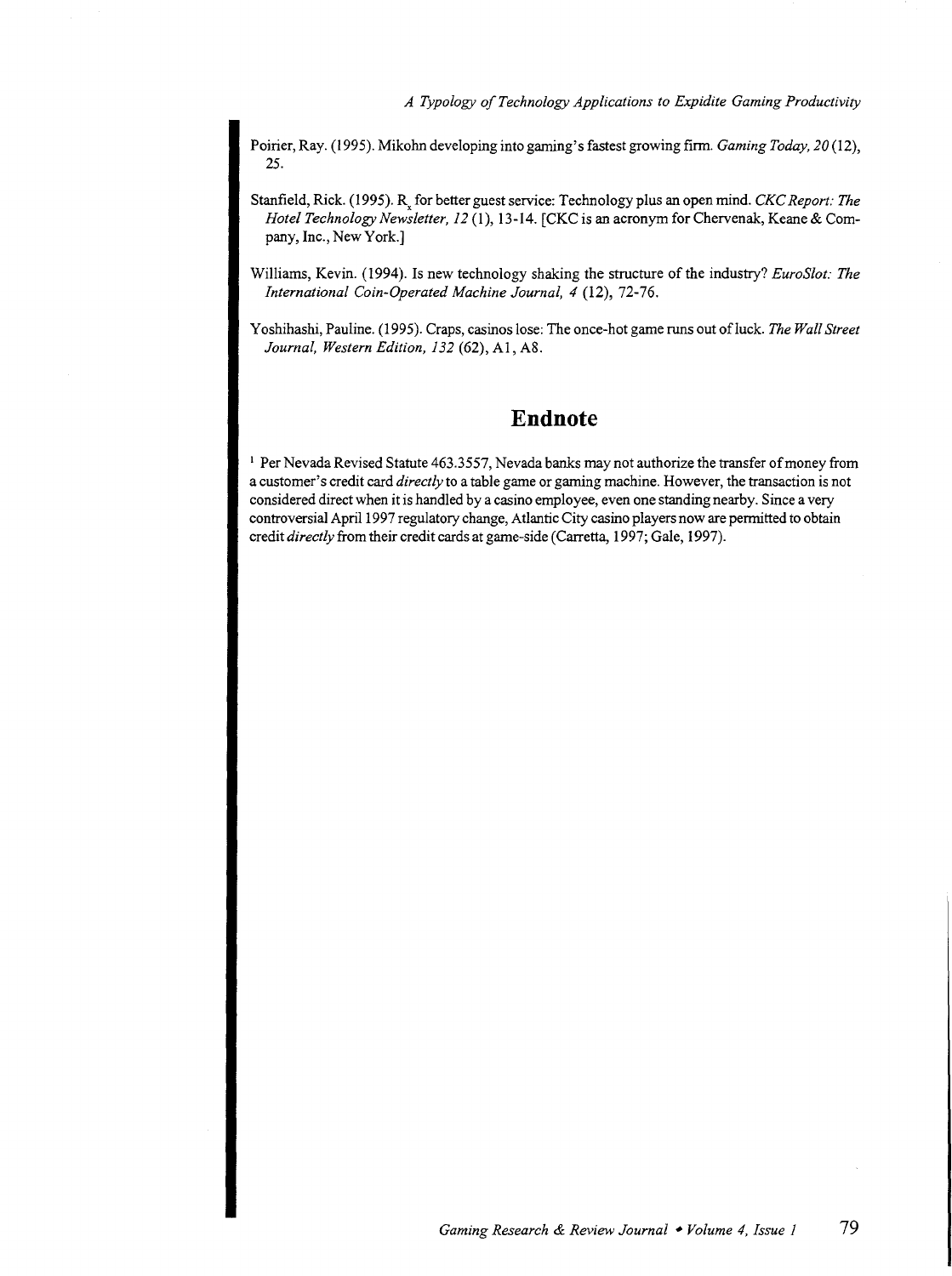Poirier, Ray. (1995). Mikohn developing into gaming's fastest growing firm. *Gaming Today, 20* (12), 25.

Stanfield, Rick. (1995). $R_x$ for better guest service: Technology plus an open mind. *CKC Report: The Hotel Technology Newsletter, 12* (1), 13-14. [CKC is an acronym for Chervenak, Keane & Company, Inc., New York.]

Williams, Kevin. (1994). Is new technology shaking the structure of the industry? *EuroSlot: The International Coin-Operated Machine Journal, 4* (12), 72-76.

Yoshihashi, Pauline. (1995). Craps, casinos lose: The once-hot game runs out of luck. *The Wall Street Journal, Western Edition, 132* (62), A1, A8.

## Endnote

[1] Per Nevada Revised Statute 463.3557, Nevada banks may not authorize the transfer of money from a customer's credit card *directly* to a table game or gaming machine. However, the transaction is not considered direct when it is handled by a casino employee, even one standing nearby. Since a very controversial April 1997 regulatory change, Atlantic City casino players now are permitted to obtain credit *directly* from their credit cards at game-side (Carretta, 1997; Gale, 1997).